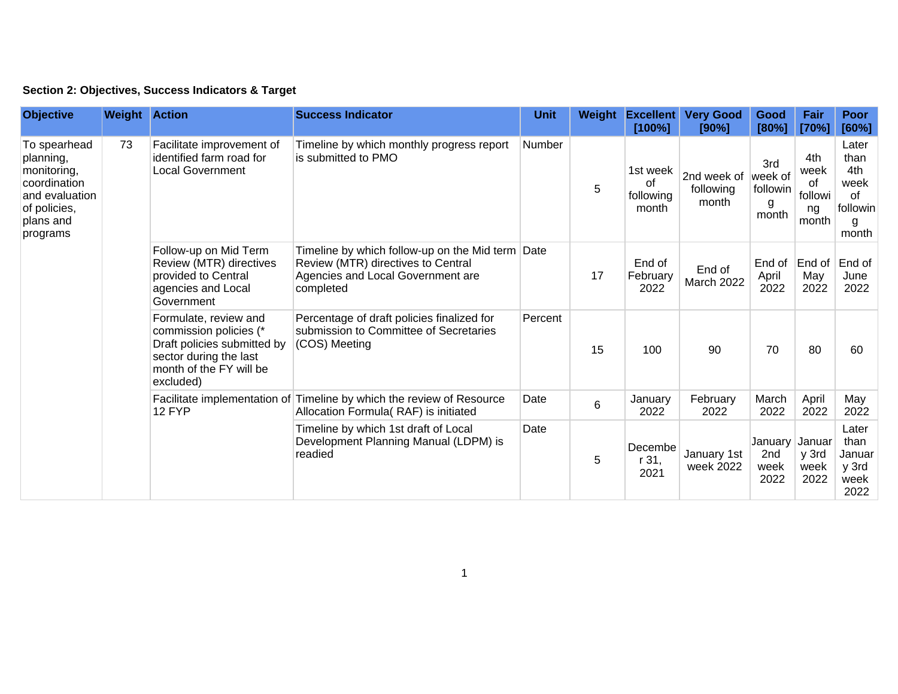**Section 2: Objectives, Success Indicators & Target**

| Objective | Weight | Action | Success Indicator | Unit | Weight | Excellent [100%] | Very Good [90%] | Good [80%] | Fair [70%] | Poor [60%] |
|---|---|---|---|---|---|---|---|---|---|---|
| To spearhead planning, monitoring, coordination and evaluation of policies, plans and programs | 73 | Facilitate improvement of identified farm road for Local Government | Timeline by which monthly progress report is submitted to PMO | Number | 5 | 1st week of following month | 2nd week of following month | 3rd week of following month | 4th week of following month | Later than 4th week of following month |
| | | Follow-up on Mid Term Review (MTR) directives provided to Central agencies and Local Government | Timeline by which follow-up on the Mid term Review (MTR) directives to Central Agencies and Local Government are completed | Date | 17 | End of February 2022 | End of March 2022 | End of April 2022 | End of May 2022 | End of June 2022 |
| | | Formulate, review and commission policies (* Draft policies submitted by sector during the last month of the FY will be excluded) | Percentage of draft policies finalized for submission to Committee of Secretaries (COS) Meeting | Percent | 15 | 100 | 90 | 70 | 80 | 60 |
| | | Facilitate implementation of 12 FYP | Timeline by which the review of Resource Allocation Formula( RAF) is initiated | Date | 6 | January 2022 | February 2022 | March 2022 | April 2022 | May 2022 |
| | | | Timeline by which 1st draft of Local Development Planning Manual (LDPM) is readied | Date | 5 | December 31, 2021 | January 1st week 2022 | January 2nd week 2022 | January 3rd week 2022 | Later than January 3rd week 2022 |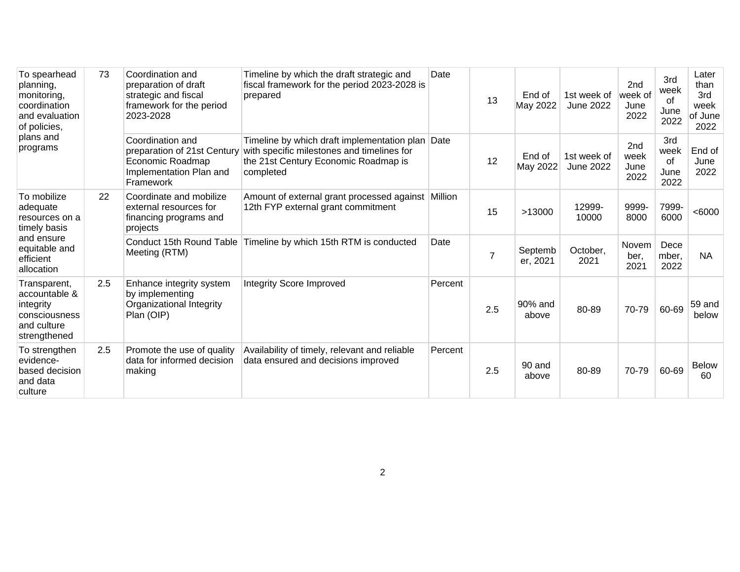| | | | | | | | | | | |
|---|---|---|---|---|---|---|---|---|---|---|
| To spearhead planning, monitoring, coordination and evaluation of policies, plans and programs | 73 | Coordination and preparation of draft strategic and fiscal framework for the period 2023-2028 | Timeline by which the draft strategic and fiscal framework for the period 2023-2028 is prepared | Date | 13 | End of May 2022 | 1st week of June 2022 | 2nd week of June 2022 | 3rd week of June 2022 | Later than 3rd week of June 2022 |
| | | Coordination and preparation of 21st Century Economic Roadmap Implementation Plan and Framework | Timeline by which draft implementation plan with specific milestones and timelines for the 21st Century Economic Roadmap is completed | Date | 12 | End of May 2022 | 1st week of June 2022 | 2nd week June 2022 | 3rd week of June 2022 | End of June 2022 |
| To mobilize adequate resources on a timely basis and ensure equitable and efficient allocation | 22 | Coordinate and mobilize external resources for financing programs and projects | Amount of external grant processed against 12th FYP external grant commitment | Million | 15 | >13000 | 12999-10000 | 9999-8000 | 7999-6000 | <6000 |
| | | Conduct 15th Round Table Meeting (RTM) | Timeline by which 15th RTM is conducted | Date | 7 | September, 2021 | October, 2021 | November, 2021 | December, 2022 | NA |
| Transparent, accountable & integrity consciousness and culture strengthened | 2.5 | Enhance integrity system by implementing Organizational Integrity Plan (OIP) | Integrity Score Improved | Percent | 2.5 | 90% and above | 80-89 | 70-79 | 60-69 | 59 and below |
| To strengthen evidence-based decision and data culture | 2.5 | Promote the use of quality data for informed decision making | Availability of timely, relevant and reliable data ensured and decisions improved | Percent | 2.5 | 90 and above | 80-89 | 70-79 | 60-69 | Below 60 |